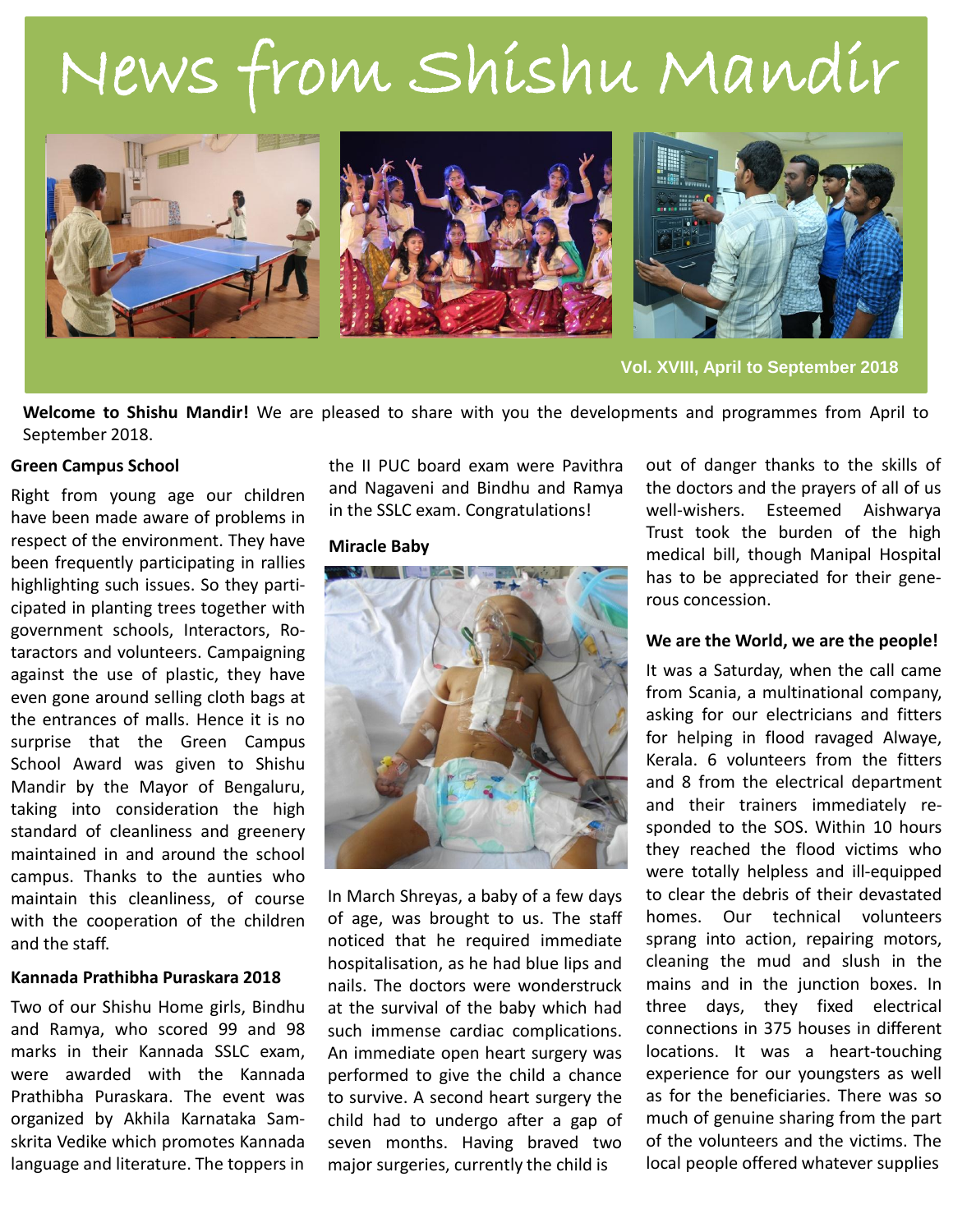# News from Shishu Mandir

Vol. XVIII, April to September 2018

**Welcome to Shishu Mandir!** We are pleased to share with you the developments and programmes from April to September 2018.

## Green Campus School

Right from young age our children have been made aware of problems in respect of the environment. They have been frequently participating in rallies highlighting such issues. So they participated in planting trees together with government schools, Interactors, Rotaractors and volunteers. Campaigning against the use of plastic, they have even gone around selling cloth bags at the entrances of malls. Hence it is no surprise that the Green Campus School Award was given to Shishu Mandir by the Mayor of Bengaluru, taking into consideration the high standard of cleanliness and greenery maintained in and around the school campus. Thanks to the aunties who maintain this cleanliness, of course with the cooperation of the children and the staff.

## Kannada Prathibha Puraskara 2018

Two of our Shishu Home girls, Bindhu and Ramya, who scored 99 and 98 marks in their Kannada SSLC exam, were awarded with the Kannada Prathibha Puraskara. The event was organized by Akhila Karnataka Samskrita Vedike which promotes Kannada language and literature. The toppers in the II PUC board exam were Pavithra and Nagaveni and Bindhu and Ramya in the SSLC exam. Congratulations!

## Miracle Baby

In March Shreyas, a baby of a few days of age, was brought to us. The staff noticed that he required immediate hospitalisation, as he had blue lips and nails. The doctors were wonderstruck at the survival of the baby which had such immense cardiac complications. An immediate open heart surgery was performed to give the child a chance to survive. A second heart surgery the child had to undergo after a gap of seven months. Having braved two major surgeries, currently the child is out of danger thanks to the skills of the doctors and the prayers of all of us well-wishers. Esteemed Aishwarya Trust took the burden of the high medical bill, though Manipal Hospital has to be appreciated for their generous concession.

## We are the World, we are the people!

It was a Saturday, when the call came from Scania, a multinational company, asking for our electricians and fitters for helping in flood ravaged Alwaye, Kerala. 6 volunteers from the fitters and 8 from the electrical department and their trainers immediately responded to the SOS. Within 10 hours they reached the flood victims who were totally helpless and ill-equipped to clear the debris of their devastated homes. Our technical volunteers sprang into action, repairing motors, cleaning the mud and slush in the mains and in the junction boxes. In three days, they fixed electrical connections in 375 houses in different locations. It was a heart-touching experience for our youngsters as well as for the beneficiaries. There was so much of genuine sharing from the part of the volunteers and the victims. The local people offered whatever supplies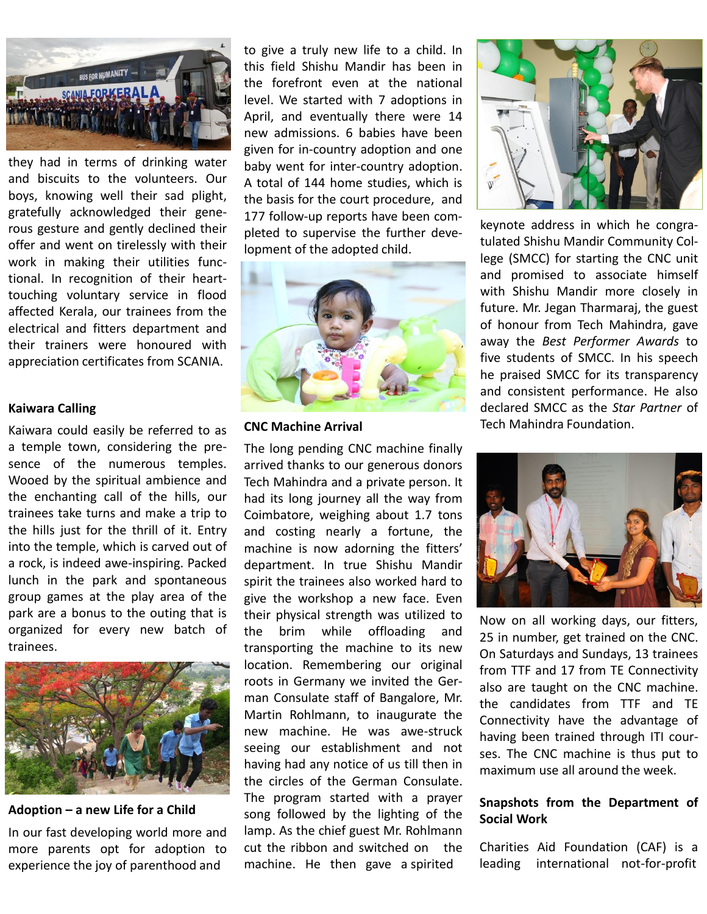they had in terms of drinking water and biscuits to the volunteers. Our boys, knowing well their sad plight, gratefully acknowledged their generous gesture and gently declined their offer and went on tirelessly with their work in making their utilities functional. In recognition of their heart-touching voluntary service in flood affected Kerala, our trainees from the electrical and fitters department and their trainers were honoured with appreciation certificates from SCANIA.

**Kaiwara Calling**

Kaiwara could easily be referred to as a temple town, considering the presence of the numerous temples. Wooed by the spiritual ambience and the enchanting call of the hills, our trainees take turns and make a trip to the hills just for the thrill of it. Entry into the temple, which is carved out of a rock, is indeed awe-inspiring. Packed lunch in the park and spontaneous group games at the play area of the park are a bonus to the outing that is organized for every new batch of trainees.

**Adoption – a new Life for a Child**

In our fast developing world more and more parents opt for adoption to experience the joy of parenthood and to give a truly new life to a child. In this field Shishu Mandir has been in the forefront even at the national level. We started with 7 adoptions in April, and eventually there were 14 new admissions. 6 babies have been given for in-country adoption and one baby went for inter-country adoption. A total of 144 home studies, which is the basis for the court procedure, and 177 follow-up reports have been completed to supervise the further development of the adopted child.

**CNC Machine Arrival**

The long pending CNC machine finally arrived thanks to our generous donors Tech Mahindra and a private person. It had its long journey all the way from Coimbatore, weighing about 1.7 tons and costing nearly a fortune, the machine is now adorning the fitters' department. In true Shishu Mandir spirit the trainees also worked hard to give the workshop a new face. Even their physical strength was utilized to the brim while offloading and transporting the machine to its new location. Remembering our original roots in Germany we invited the German Consulate staff of Bangalore, Mr. Martin Rohlmann, to inaugurate the new machine. He was awe-struck seeing our establishment and not having had any notice of us till then in the circles of the German Consulate. The program started with a prayer song followed by the lighting of the lamp. As the chief guest Mr. Rohlmann cut the ribbon and switched on the machine. He then gave a spirited keynote address in which he congratulated Shishu Mandir Community College (SMCC) for starting the CNC unit and promised to associate himself with Shishu Mandir more closely in future. Mr. Jegan Tharmaraj, the guest of honour from Tech Mahindra, gave away the *Best Performer Awards* to five students of SMCC. In his speech he praised SMCC for its transparency and consistent performance. He also declared SMCC as the *Star Partner* of Tech Mahindra Foundation.

Now on all working days, our fitters, 25 in number, get trained on the CNC. On Saturdays and Sundays, 13 trainees from TTF and 17 from TE Connectivity also are taught on the CNC machine. the candidates from TTF and TE Connectivity have the advantage of having been trained through ITI courses. The CNC machine is thus put to maximum use all around the week.

**Snapshots from the Department of Social Work**

Charities Aid Foundation (CAF) is a leading international not-for-profit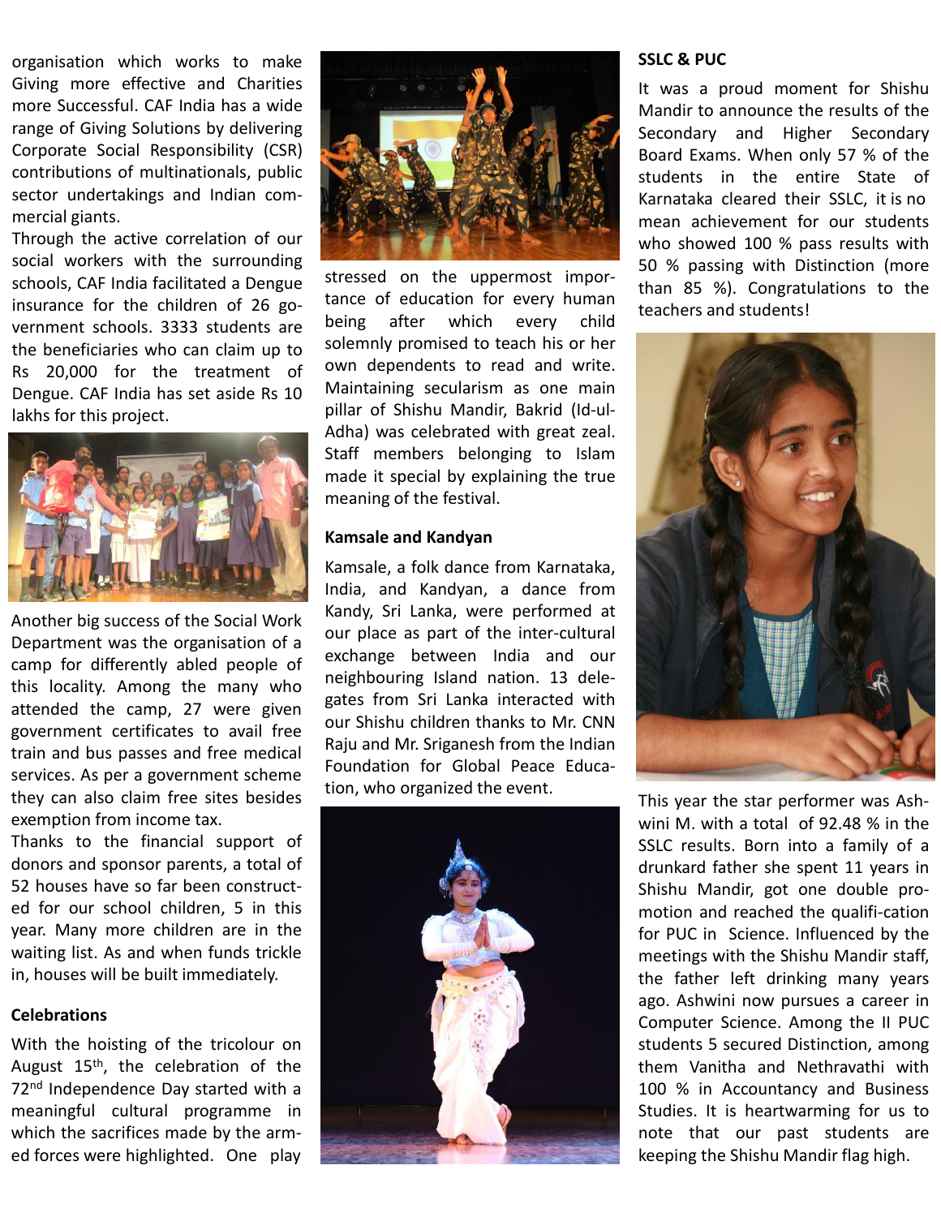organisation which works to make Giving more effective and Charities more Successful. CAF India has a wide range of Giving Solutions by delivering Corporate Social Responsibility (CSR) contributions of multinationals, public sector undertakings and Indian commercial giants.

Through the active correlation of our social workers with the surrounding schools, CAF India facilitated a Dengue insurance for the children of 26 government schools. 3333 students are the beneficiaries who can claim up to Rs 20,000 for the treatment of Dengue. CAF India has set aside Rs 10 lakhs for this project.

Another big success of the Social Work Department was the organisation of a camp for differently abled people of this locality. Among the many who attended the camp, 27 were given government certificates to avail free train and bus passes and free medical services. As per a government scheme they can also claim free sites besides exemption from income tax.

Thanks to the financial support of donors and sponsor parents, a total of 52 houses have so far been constructed for our school children, 5 in this year. Many more children are in the waiting list. As and when funds trickle in, houses will be built immediately.

### Celebrations

With the hoisting of the tricolour on August 15th, the celebration of the 72nd Independence Day started with a meaningful cultural programme in which the sacrifices made by the armed forces were highlighted. One play stressed on the uppermost importance of education for every human being after which every child solemnly promised to teach his or her own dependents to read and write. Maintaining secularism as one main pillar of Shishu Mandir, Bakrid (Id-ul-Adha) was celebrated with great zeal. Staff members belonging to Islam made it special by explaining the true meaning of the festival.

### Kamsale and Kandyan

Kamsale, a folk dance from Karnataka, India, and Kandyan, a dance from Kandy, Sri Lanka, were performed at our place as part of the inter-cultural exchange between India and our neighbouring Island nation. 13 delegates from Sri Lanka interacted with our Shishu children thanks to Mr. CNN Raju and Mr. Sriganesh from the Indian Foundation for Global Peace Education, who organized the event.

### SSLC & PUC

It was a proud moment for Shishu Mandir to announce the results of the Secondary and Higher Secondary Board Exams. When only 57 % of the students in the entire State of Karnataka cleared their SSLC, it is no mean achievement for our students who showed 100 % pass results with 50 % passing with Distinction (more than 85 %). Congratulations to the teachers and students!

This year the star performer was Ashwini M. with a total of 92.48 % in the SSLC results. Born into a family of a drunkard father she spent 11 years in Shishu Mandir, got one double promotion and reached the qualification for PUC in Science. Influenced by the meetings with the Shishu Mandir staff, the father left drinking many years ago. Ashwini now pursues a career in Computer Science. Among the II PUC students 5 secured Distinction, among them Vanitha and Nethravathi with 100 % in Accountancy and Business Studies. It is heartwarming for us to note that our past students are keeping the Shishu Mandir flag high.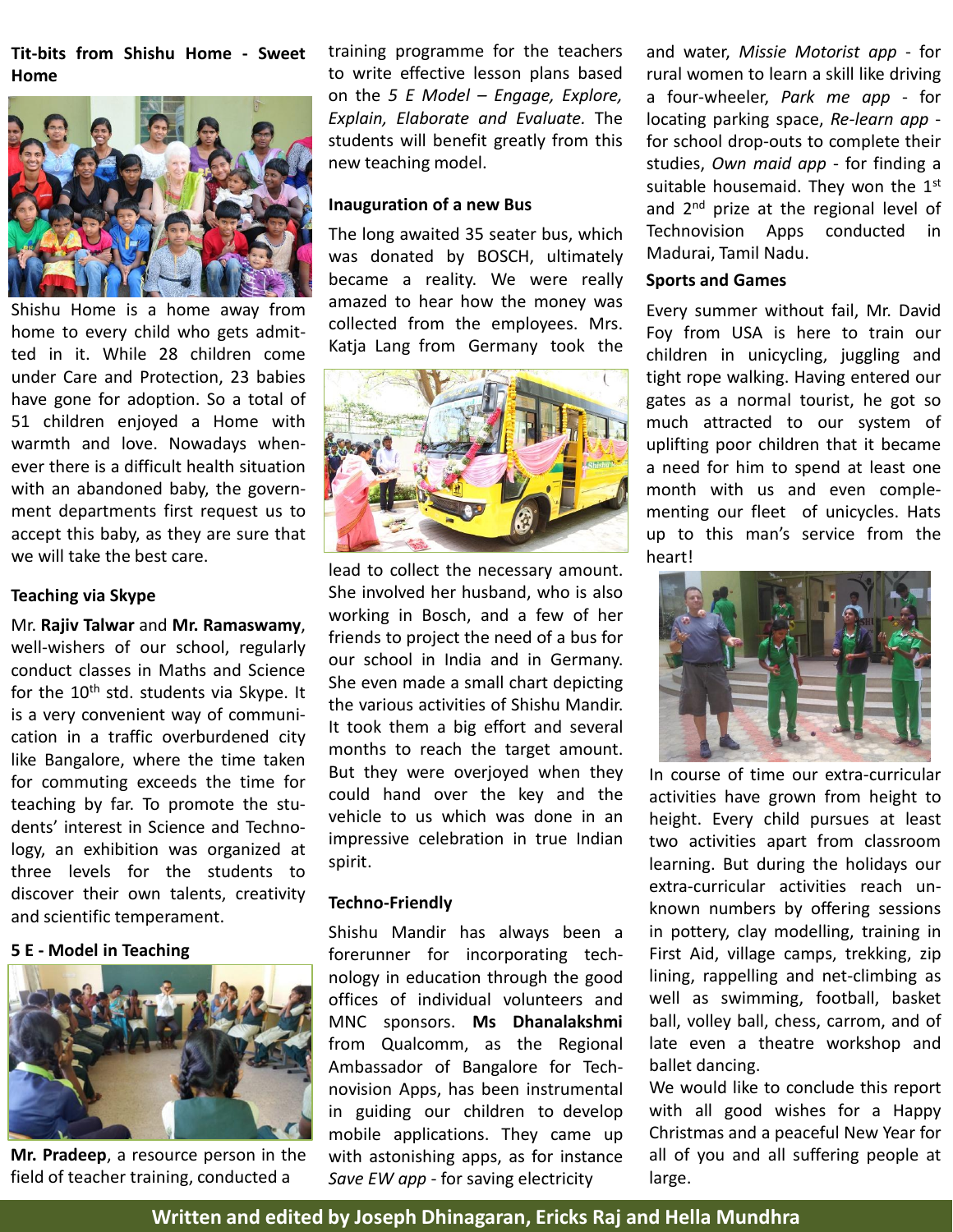**Tit-bits from Shishu Home - Sweet Home**

Shishu Home is a home away from home to every child who gets admitted in it. While 28 children come under Care and Protection, 23 babies have gone for adoption. So a total of 51 children enjoyed a Home with warmth and love. Nowadays whenever there is a difficult health situation with an abandoned baby, the government departments first request us to accept this baby, as they are sure that we will take the best care.

**Teaching via Skype**

Mr. **Rajiv Talwar** and **Mr. Ramaswamy**, well-wishers of our school, regularly conduct classes in Maths and Science for the 10th std. students via Skype. It is a very convenient way of communication in a traffic overburdened city like Bangalore, where the time taken for commuting exceeds the time for teaching by far. To promote the students' interest in Science and Technology, an exhibition was organized at three levels for the students to discover their own talents, creativity and scientific temperament.

**5 E - Model in Teaching**

**Mr. Pradeep**, a resource person in the field of teacher training, conducted a training programme for the teachers to write effective lesson plans based on the *5 E Model – Engage, Explore, Explain, Elaborate and Evaluate.* The students will benefit greatly from this new teaching model.

**Inauguration of a new Bus**

The long awaited 35 seater bus, which was donated by BOSCH, ultimately became a reality. We were really amazed to hear how the money was collected from the employees. Mrs. Katja Lang from Germany took the lead to collect the necessary amount. She involved her husband, who is also working in Bosch, and a few of her friends to project the need of a bus for our school in India and in Germany. She even made a small chart depicting the various activities of Shishu Mandir. It took them a big effort and several months to reach the target amount. But they were overjoyed when they could hand over the key and the vehicle to us which was done in an impressive celebration in true Indian spirit.

**Techno-Friendly**

Shishu Mandir has always been a forerunner for incorporating technology in education through the good offices of individual volunteers and MNC sponsors. **Ms Dhanalakshmi** from Qualcomm, as the Regional Ambassador of Bangalore for Technovision Apps, has been instrumental in guiding our children to develop mobile applications. They came up with astonishing apps, as for instance *Save EW app* - for saving electricity and water, *Missie Motorist app* - for rural women to learn a skill like driving a four-wheeler, *Park me app* - for locating parking space, *Re-learn app* - for school drop-outs to complete their studies, *Own maid app* - for finding a suitable housemaid. They won the 1st and 2nd prize at the regional level of Technovision Apps conducted in Madurai, Tamil Nadu.

**Sports and Games**

Every summer without fail, Mr. David Foy from USA is here to train our children in unicycling, juggling and tight rope walking. Having entered our gates as a normal tourist, he got so much attracted to our system of uplifting poor children that it became a need for him to spend at least one month with us and even complementing our fleet of unicycles. Hats up to this man's service from the heart!

In course of time our extra-curricular activities have grown from height to height. Every child pursues at least two activities apart from classroom learning. But during the holidays our extra-curricular activities reach unknown numbers by offering sessions in pottery, clay modelling, training in First Aid, village camps, trekking, zip lining, rappelling and net-climbing as well as swimming, football, basket ball, volley ball, chess, carrom, and of late even a theatre workshop and ballet dancing.

We would like to conclude this report with all good wishes for a Happy Christmas and a peaceful New Year for all of you and all suffering people at large.

**Written and edited by Joseph Dhinagaran, Ericks Raj and Hella Mundhra**